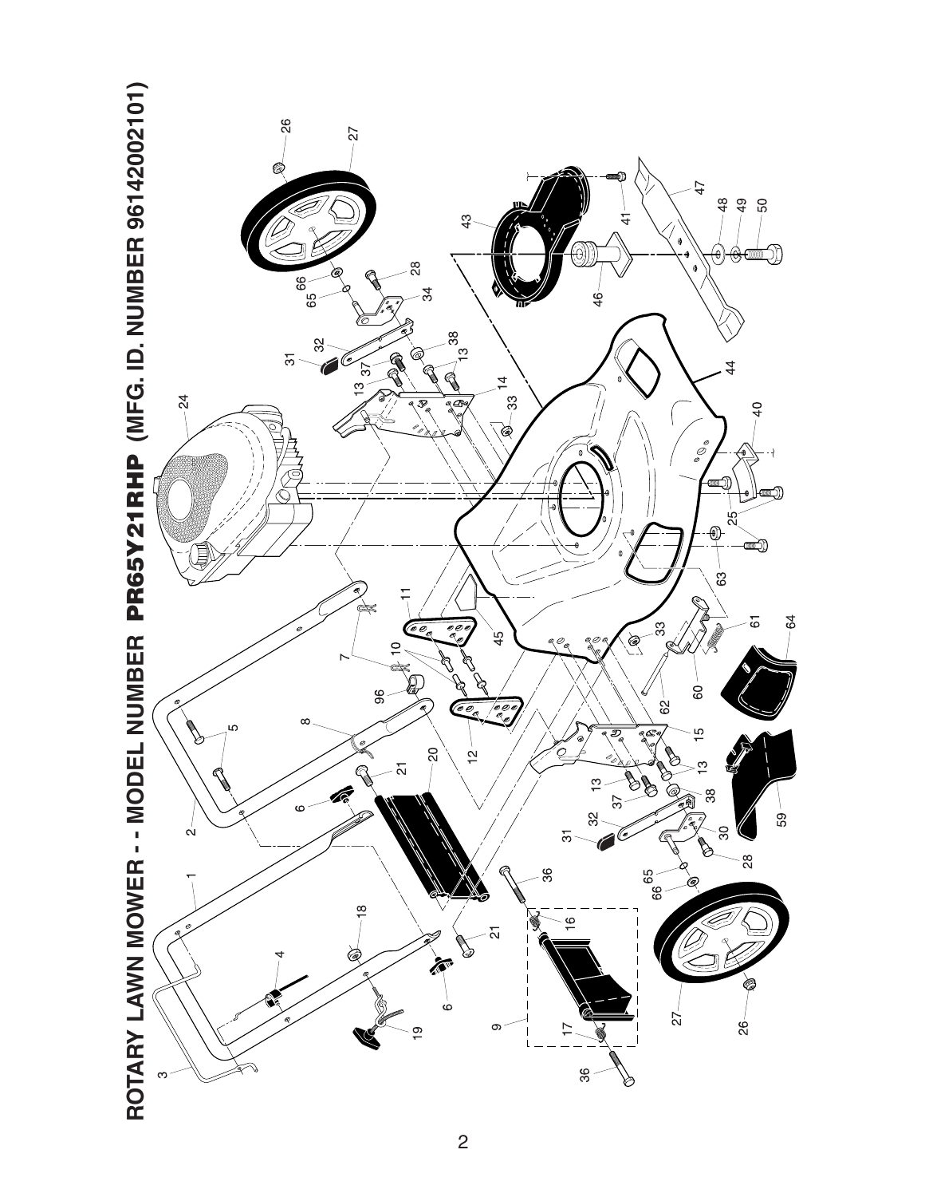# ROTARY LAWN MOWER - - MODEL NUMBER PR65Y21RHP (MFG. ID. NUMBER 96142002101)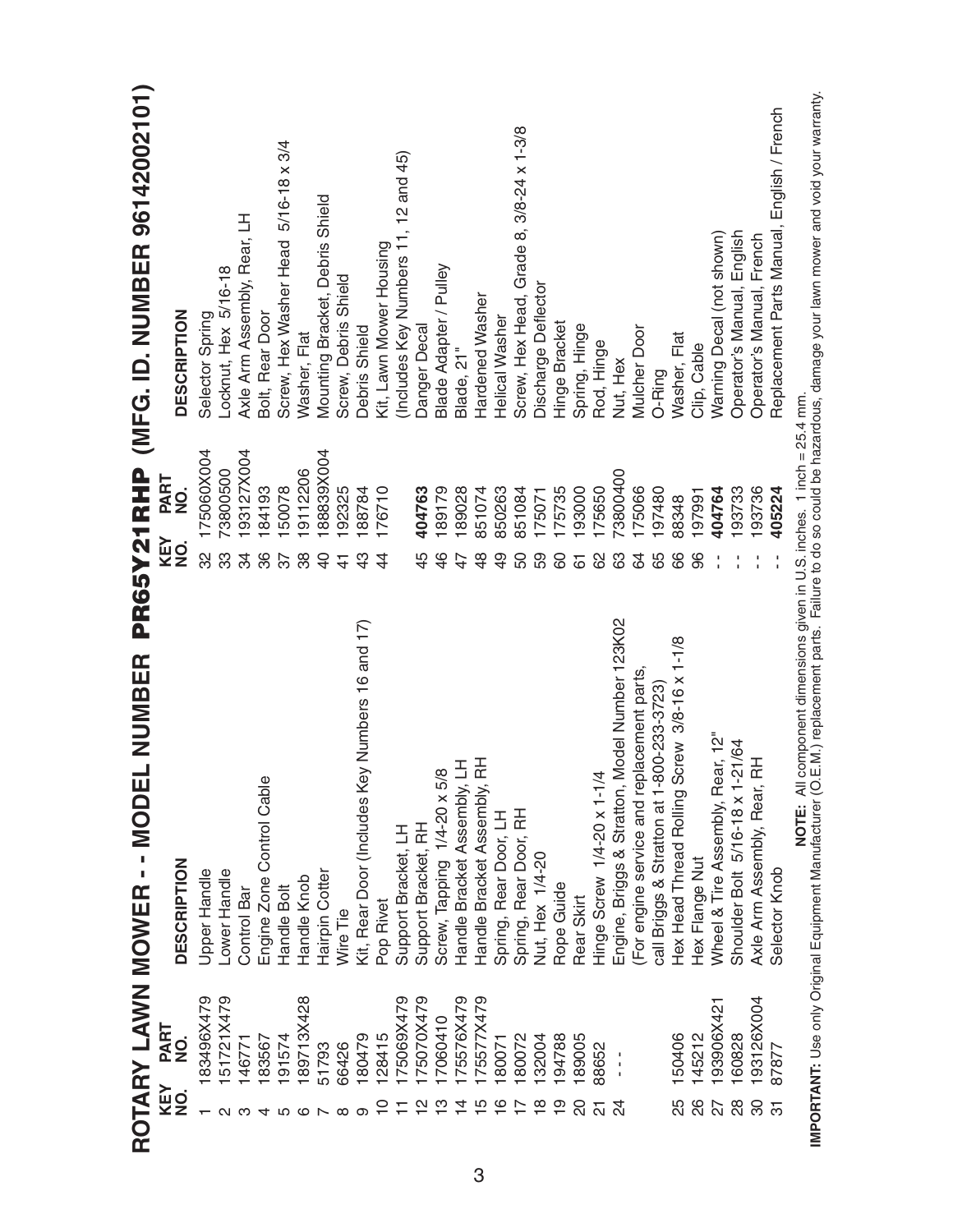# ROTARY LAWN MOWER - - MODEL NUMBER PR65Y21RHP (MFG. ID. NUMBER 96142002101)

| KEY NO. | PART NO. | DESCRIPTION |
|---|---|---|
| 1 | 183496X479 | Upper Handle |
| 2 | 151721X479 | Lower Handle |
| 3 | 146771 | Control Bar |
| 4 | 183567 | Engine Zone Control Cable |
| 5 | 191574 | Handle Bolt |
| 6 | 189713X428 | Handle Knob |
| 7 | 51793 | Hairpin Cotter |
| 8 | 66426 | Wire Tie |
| 9 | 180479 | Kit, Rear Door (Includes Key Numbers 16 and 17) |
| 10 | 128415 | Pop Rivet |
| 11 | 175069X479 | Support Bracket, LH |
| 12 | 175070X479 | Support Bracket, RH |
| 13 | 17060410 | Screw, Tapping 1/4-20 x 5/8 |
| 14 | 175576X479 | Handle Bracket Assembly, LH |
| 15 | 175577X479 | Handle Bracket Assembly, RH |
| 16 | 180071 | Spring, Rear Door, LH |
| 17 | 180072 | Spring, Rear Door, RH |
| 18 | 132004 | Nut, Hex 1/4-20 |
| 19 | 194788 | Rope Guide |
| 20 | 189005 | Rear Skirt |
| 21 | 88652 | Hinge Screw 1/4-20 x 1-1/4 |
| 24 | - - - | Engine, Briggs & Stratton, Model Number 123K02 (For engine service and replacement parts, call Briggs & Stratton at 1-800-233-3723) |
| 25 | 150406 | Hex Head Thread Rolling Screw 3/8-16 x 1-1/8 |
| 26 | 145212 | Hex Flange Nut |
| 27 | 193906X421 | Wheel & Tire Assembly, Rear, 12" |
| 28 | 160828 | Shoulder Bolt 5/16-18 x 1-21/64 |
| 30 | 193126X004 | Axle Arm Assembly, Rear, RH |
| 31 | 87877 | Selector Knob |
| 32 | 175060X004 | Selector Spring |
| 33 | 73800500 | Locknut, Hex 5/16-18 |
| 34 | 193127X004 | Axle Arm Assembly, Rear, LH |
| 36 | 184193 | Bolt, Rear Door |
| 37 | 150078 | Screw, Hex Washer Head 5/16-18 x 3/4 |
| 38 | 19112206 | Washer, Flat |
| 40 | 188839X004 | Mounting Bracket, Debris Shield |
| 41 | 192325 | Screw, Debris Shield |
| 43 | 188784 | Debris Shield |
| 44 | 176710 | Kit, Lawn Mower Housing (Includes Key Numbers 11, 12 and 45) |
| 45 | **404763** | Danger Decal |
| 46 | 189179 | Blade Adapter / Pulley |
| 47 | 189028 | Blade, 21" |
| 48 | 851074 | Hardened Washer |
| 49 | 850263 | Helical Washer |
| 50 | 851084 | Screw, Hex Head, Grade 8, 3/8-24 x 1-3/8 |
| 59 | 175071 | Discharge Deflector |
| 60 | 175735 | Hinge Bracket |
| 61 | 193000 | Spring, Hinge |
| 62 | 175650 | Rod, Hinge |
| 63 | 73800400 | Nut, Hex |
| 64 | 175066 | Mulcher Door |
| 65 | 197480 | O-Ring |
| 66 | 88348 | Washer, Flat |
| 96 | 197991 | Clip, Cable |
| - - | **404764** | Warning Decal (not shown) |
| - - | 193733 | Operator's Manual, English |
| - - | 193736 | Operator's Manual, French |
| - - | **405224** | Replacement Parts Manual, English / French |

**NOTE:** All component dimensions given in U.S. inches. 1 inch = 25.4 mm.

**IMPORTANT:** Use only Original Equipment Manufacturer (O.E.M.) replacement parts. Failure to do so could be hazardous, damage your lawn mower and void your warranty.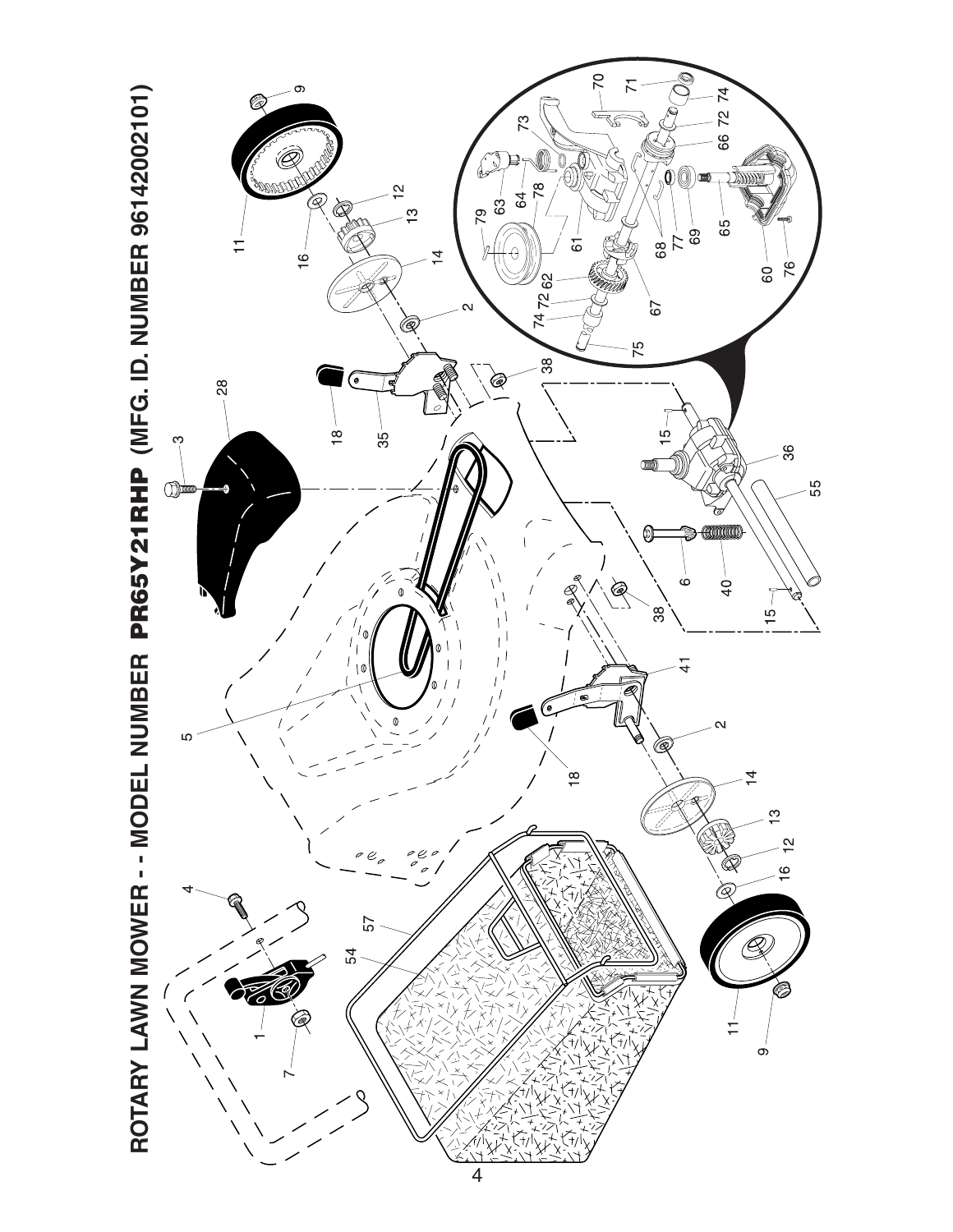# ROTARY LAWN MOWER - - MODEL NUMBER PR65Y21RHP (MFG. ID. NUMBER 96142002101)

1 2 3 4 5 6 7 9 11 12 13 14 15 16 18 28 35 36 38 40 41 54 55 57 60 61 62 63 64 65 66 67 68 69 70 71 72 73 74 75 76 77 78 79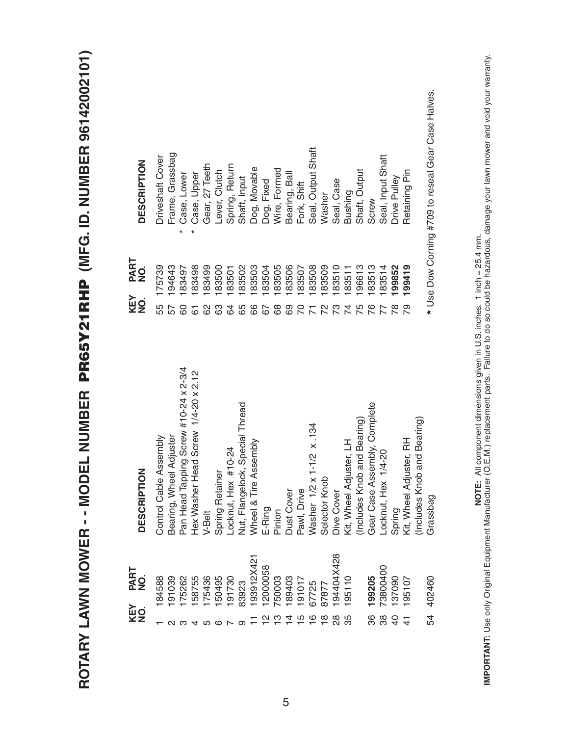# ROTARY LAWN MOWER - - MODEL NUMBER **PR65Y21RHP** (MFG. ID. NUMBER 96142002101)

| KEY NO. | PART NO. | DESCRIPTION |
|---|---|---|
| 1 | 184588 | Control Cable Assembly |
| 2 | 191039 | Bearing, Wheel Adjuster |
| 3 | 175262 | Pan Head Tapping Screw #10-24 x 2-3/4 |
| 4 | 158755 | Hex Washer Head Screw 1/4-20 x 2.12 |
| 5 | 175436 | V-Belt |
| 6 | 150495 | Spring Retainer |
| 7 | 191730 | Locknut, Hex #10-24 |
| 9 | 83923 | Nut, Flangelock, Special Thread |
| 11 | 193912X421 | Wheel & Tire Assembly |
| 12 | 12000058 | E-Ring |
| 13 | 750003 | Pinion |
| 14 | 189403 | Dust Cover |
| 15 | 191017 | Pawl, Drive |
| 16 | 67725 | Washer 1/2 x 1-1/2 x .134 |
| 18 | 87877 | Selector Knob |
| 28 | 194404X428 | Dive Cover |
| 35 | 195110 | Kit, Wheel Adjuster, LH (Includes Knob and Bearing) |
| 36 | **199205** | Gear Case Assembly, Complete |
| 38 | 73800400 | Locknut, Hex 1/4-20 |
| 40 | 137090 | Spring |
| 41 | 195107 | Kit, Wheel Adjuster, RH (Includes Knob and Bearing) |
| 54 | 402460 | Grassbag |
| 55 | 175739 | Driveshaft Cover |
| 57 | 194643 | Frame, Grassbag |
| 60 | 183497 | * Case, Lower |
| 61 | 183498 | * Case, Upper |
| 62 | 183499 | Gear, 27 Teeth |
| 63 | 183500 | Lever, Clutch |
| 64 | 183501 | Spring, Return |
| 65 | 183502 | Shaft, Input |
| 66 | 183503 | Dog, Movable |
| 67 | 183504 | Dog, Fixed |
| 68 | 183505 | Wire, Formed |
| 69 | 183506 | Bearing, Ball |
| 70 | 183507 | Fork, Shift |
| 71 | 183508 | Seal, Output Shaft |
| 72 | 183509 | Washer |
| 73 | 183510 | Seal, Case |
| 74 | 183511 | Bushing |
| 75 | 196613 | Shaft, Output |
| 76 | 183513 | Screw |
| 77 | 183514 | Seal, Input Shaft |
| 78 | **199852** | Drive Pulley |
| 79 | **199419** | Retaining Pin |

* Use Dow Corning #709 to reseal Gear Case Halves.

**NOTE:** All component dimensions given in U.S. inches. 1 inch = 25.4 mm.

**IMPORTANT:** Use only Original Equipment Manufacturer (O.E.M.) replacement parts. Failure to do so could be hazardous, damage your lawn mower and void your warranty.